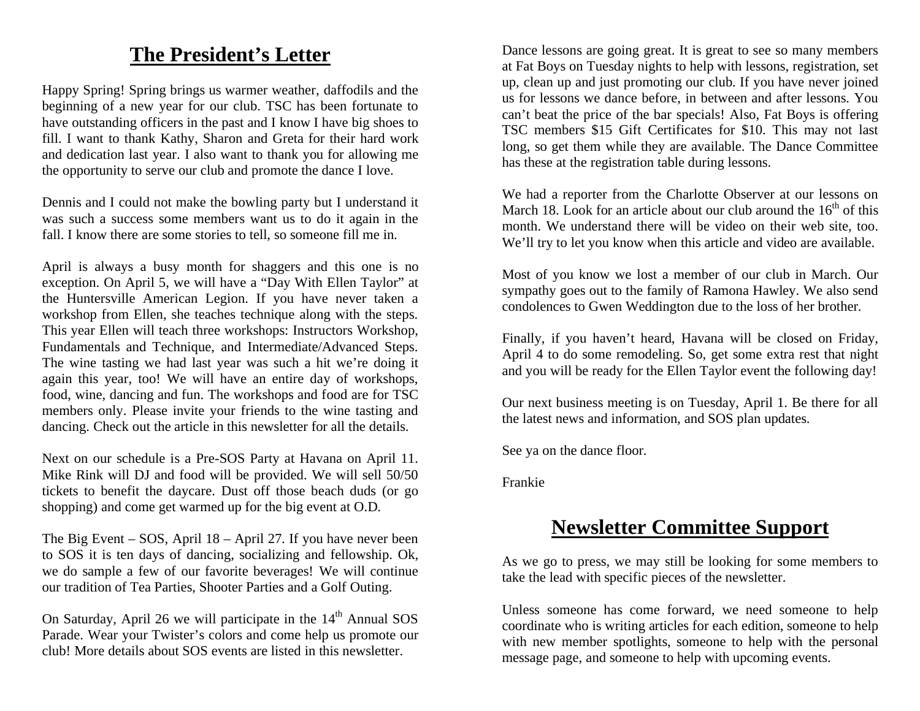# The President's Letter

Happy Spring! Spring brings us warmer weather, daffodils and the beginning of a new year for our club. TSC has been fortunate to have outstanding officers in the past and I know I have big shoes to fill. I want to thank Kathy, Sharon and Greta for their hard work and dedication last year. I also want to thank you for allowing me the opportunity to serve our club and promote the dance I love.

Dennis and I could not make the bowling party but I understand it was such a success some members want us to do it again in the fall. I know there are some stories to tell, so someone fill me in.

April is always a busy month for shaggers and this one is no exception. On April 5, we will have a "Day With Ellen Taylor" at the Huntersville American Legion. If you have never taken a workshop from Ellen, she teaches technique along with the steps. This year Ellen will teach three workshops: Instructors Workshop, Fundamentals and Technique, and Intermediate/Advanced Steps. The wine tasting we had last year was such a hit we're doing it again this year, too! We will have an entire day of workshops, food, wine, dancing and fun. The workshops and food are for TSC members only. Please invite your friends to the wine tasting and dancing. Check out the article in this newsletter for all the details.

Next on our schedule is a Pre-SOS Party at Havana on April 11. Mike Rink will DJ and food will be provided. We will sell 50/50 tickets to benefit the daycare. Dust off those beach duds (or go shopping) and come get warmed up for the big event at O.D.

The Big Event – SOS, April 18 – April 27. If you have never been to SOS it is ten days of dancing, socializing and fellowship. Ok, we do sample a few of our favorite beverages! We will continue our tradition of Tea Parties, Shooter Parties and a Golf Outing.

On Saturday, April 26 we will participate in the 14th Annual SOS Parade. Wear your Twister's colors and come help us promote our club! More details about SOS events are listed in this newsletter.

Dance lessons are going great. It is great to see so many members at Fat Boys on Tuesday nights to help with lessons, registration, set up, clean up and just promoting our club. If you have never joined us for lessons we dance before, in between and after lessons. You can't beat the price of the bar specials! Also, Fat Boys is offering TSC members $15 Gift Certificates for $10. This may not last long, so get them while they are available. The Dance Committee has these at the registration table during lessons.

We had a reporter from the Charlotte Observer at our lessons on March 18. Look for an article about our club around the 16th of this month. We understand there will be video on their web site, too. We'll try to let you know when this article and video are available.

Most of you know we lost a member of our club in March. Our sympathy goes out to the family of Ramona Hawley. We also send condolences to Gwen Weddington due to the loss of her brother.

Finally, if you haven't heard, Havana will be closed on Friday, April 4 to do some remodeling. So, get some extra rest that night and you will be ready for the Ellen Taylor event the following day!

Our next business meeting is on Tuesday, April 1. Be there for all the latest news and information, and SOS plan updates.

See ya on the dance floor.

Frankie

# Newsletter Committee Support

As we go to press, we may still be looking for some members to take the lead with specific pieces of the newsletter.

Unless someone has come forward, we need someone to help coordinate who is writing articles for each edition, someone to help with new member spotlights, someone to help with the personal message page, and someone to help with upcoming events.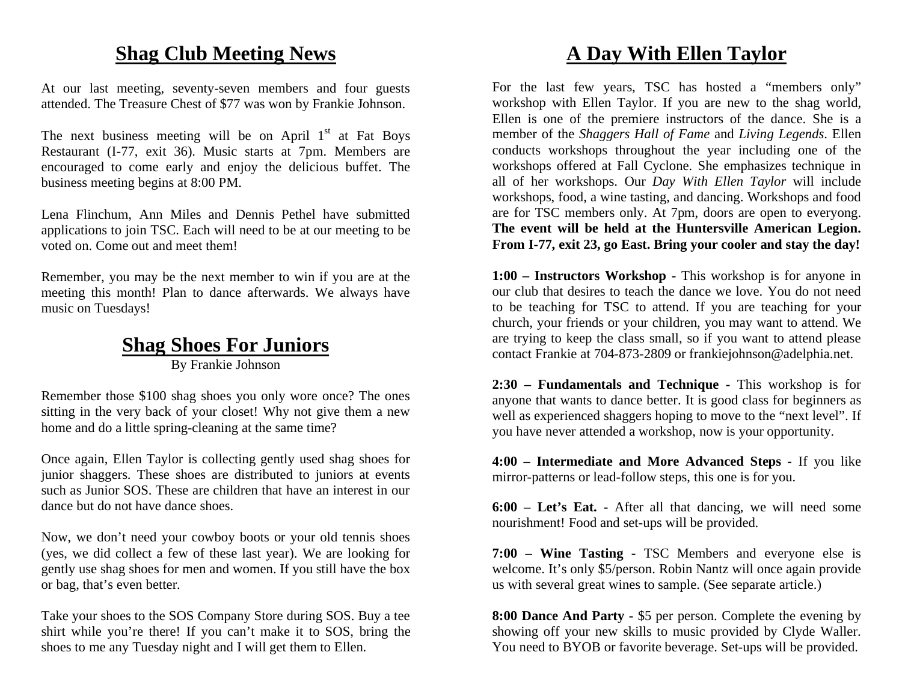## Shag Club Meeting News

At our last meeting, seventy-seven members and four guests attended. The Treasure Chest of $77 was won by Frankie Johnson.

The next business meeting will be on April 1st at Fat Boys Restaurant (I-77, exit 36). Music starts at 7pm. Members are encouraged to come early and enjoy the delicious buffet. The business meeting begins at 8:00 PM.

Lena Flinchum, Ann Miles and Dennis Pethel have submitted applications to join TSC. Each will need to be at our meeting to be voted on. Come out and meet them!

Remember, you may be the next member to win if you are at the meeting this month! Plan to dance afterwards. We always have music on Tuesdays!

## Shag Shoes For Juniors

By Frankie Johnson

Remember those $100 shag shoes you only wore once? The ones sitting in the very back of your closet! Why not give them a new home and do a little spring-cleaning at the same time?

Once again, Ellen Taylor is collecting gently used shag shoes for junior shaggers. These shoes are distributed to juniors at events such as Junior SOS. These are children that have an interest in our dance but do not have dance shoes.

Now, we don't need your cowboy boots or your old tennis shoes (yes, we did collect a few of these last year). We are looking for gently use shag shoes for men and women. If you still have the box or bag, that's even better.

Take your shoes to the SOS Company Store during SOS. Buy a tee shirt while you're there! If you can't make it to SOS, bring the shoes to me any Tuesday night and I will get them to Ellen.

## A Day With Ellen Taylor

For the last few years, TSC has hosted a "members only" workshop with Ellen Taylor. If you are new to the shag world, Ellen is one of the premiere instructors of the dance. She is a member of the *Shaggers Hall of Fame* and *Living Legends*. Ellen conducts workshops throughout the year including one of the workshops offered at Fall Cyclone. She emphasizes technique in all of her workshops. Our *Day With Ellen Taylor* will include workshops, food, a wine tasting, and dancing. Workshops and food are for TSC members only. At 7pm, doors are open to everyong. **The event will be held at the Huntersville American Legion. From I-77, exit 23, go East. Bring your cooler and stay the day!**

**1:00 – Instructors Workshop -** This workshop is for anyone in our club that desires to teach the dance we love. You do not need to be teaching for TSC to attend. If you are teaching for your church, your friends or your children, you may want to attend. We are trying to keep the class small, so if you want to attend please contact Frankie at 704-873-2809 or frankiejohnson@adelphia.net.

**2:30 – Fundamentals and Technique -** This workshop is for anyone that wants to dance better. It is good class for beginners as well as experienced shaggers hoping to move to the "next level". If you have never attended a workshop, now is your opportunity.

**4:00 – Intermediate and More Advanced Steps -** If you like mirror-patterns or lead-follow steps, this one is for you.

**6:00 – Let's Eat. -** After all that dancing, we will need some nourishment! Food and set-ups will be provided.

**7:00 – Wine Tasting -** TSC Members and everyone else is welcome. It's only $5/person. Robin Nantz will once again provide us with several great wines to sample. (See separate article.)

**8:00 Dance And Party -** $5 per person. Complete the evening by showing off your new skills to music provided by Clyde Waller. You need to BYOB or favorite beverage. Set-ups will be provided.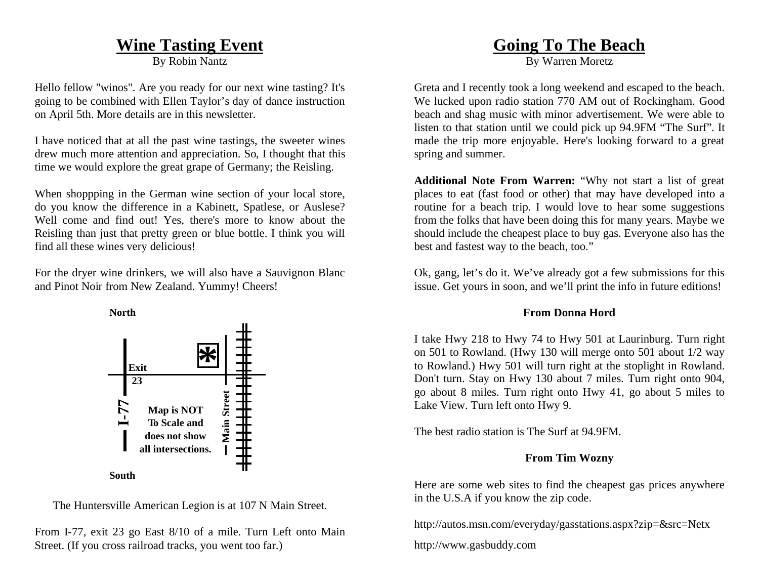# Wine Tasting Event

By Robin Nantz

Hello fellow "winos". Are you ready for our next wine tasting? It's going to be combined with Ellen Taylor's day of dance instruction on April 5th. More details are in this newsletter.

I have noticed that at all the past wine tastings, the sweeter wines drew much more attention and appreciation. So, I thought that this time we would explore the great grape of Germany; the Reisling.

When shoppping in the German wine section of your local store, do you know the difference in a Kabinett, Spatlese, or Auslese? Well come and find out! Yes, there's more to know about the Reisling than just that pretty green or blue bottle. I think you will find all these wines very delicious!

For the dryer wine drinkers, we will also have a Sauvignon Blanc and Pinot Noir from New Zealand. Yummy! Cheers!

North

Exit 23

I-77

Map is NOT To Scale and does not show all intersections.

Main Street

South

The Huntersville American Legion is at 107 N Main Street.

From I-77, exit 23 go East 8/10 of a mile. Turn Left onto Main Street. (If you cross railroad tracks, you went too far.)

# Going To The Beach

By Warren Moretz

Greta and I recently took a long weekend and escaped to the beach. We lucked upon radio station 770 AM out of Rockingham. Good beach and shag music with minor advertisement. We were able to listen to that station until we could pick up 94.9FM "The Surf". It made the trip more enjoyable. Here's looking forward to a great spring and summer.

**Additional Note From Warren:** "Why not start a list of great places to eat (fast food or other) that may have developed into a routine for a beach trip. I would love to hear some suggestions from the folks that have been doing this for many years. Maybe we should include the cheapest place to buy gas. Everyone also has the best and fastest way to the beach, too."

Ok, gang, let's do it. We've already got a few submissions for this issue. Get yours in soon, and we'll print the info in future editions!

### From Donna Hord

I take Hwy 218 to Hwy 74 to Hwy 501 at Laurinburg. Turn right on 501 to Rowland. (Hwy 130 will merge onto 501 about 1/2 way to Rowland.) Hwy 501 will turn right at the stoplight in Rowland. Don't turn. Stay on Hwy 130 about 7 miles. Turn right onto 904, go about 8 miles. Turn right onto Hwy 41, go about 5 miles to Lake View. Turn left onto Hwy 9.

The best radio station is The Surf at 94.9FM.

### From Tim Wozny

Here are some web sites to find the cheapest gas prices anywhere in the U.S.A if you know the zip code.

http://autos.msn.com/everyday/gasstations.aspx?zip=&src=Netx

http://www.gasbuddy.com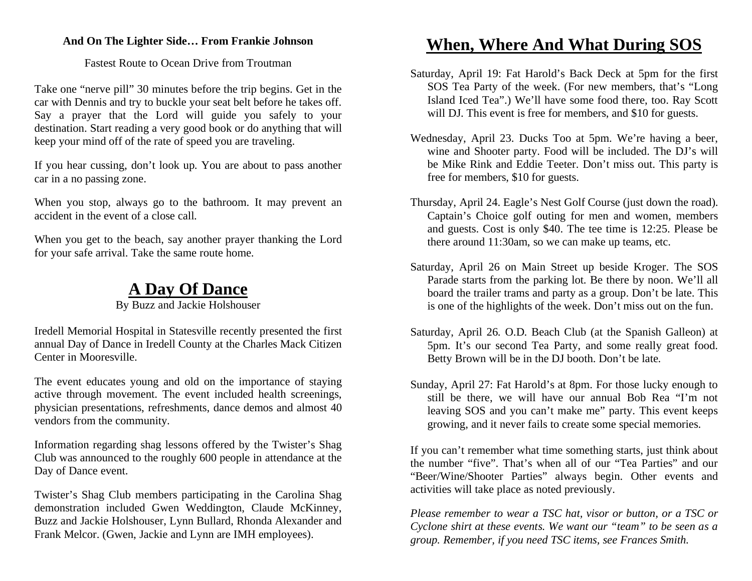**And On The Lighter Side… From Frankie Johnson**

Fastest Route to Ocean Drive from Troutman

Take one "nerve pill" 30 minutes before the trip begins. Get in the car with Dennis and try to buckle your seat belt before he takes off. Say a prayer that the Lord will guide you safely to your destination. Start reading a very good book or do anything that will keep your mind off of the rate of speed you are traveling.

If you hear cussing, don't look up. You are about to pass another car in a no passing zone.

When you stop, always go to the bathroom. It may prevent an accident in the event of a close call.

When you get to the beach, say another prayer thanking the Lord for your safe arrival. Take the same route home.

# A Day Of Dance

By Buzz and Jackie Holshouser

Iredell Memorial Hospital in Statesville recently presented the first annual Day of Dance in Iredell County at the Charles Mack Citizen Center in Mooresville.

The event educates young and old on the importance of staying active through movement. The event included health screenings, physician presentations, refreshments, dance demos and almost 40 vendors from the community.

Information regarding shag lessons offered by the Twister's Shag Club was announced to the roughly 600 people in attendance at the Day of Dance event.

Twister's Shag Club members participating in the Carolina Shag demonstration included Gwen Weddington, Claude McKinney, Buzz and Jackie Holshouser, Lynn Bullard, Rhonda Alexander and Frank Melcor. (Gwen, Jackie and Lynn are IMH employees).

# When, Where And What During SOS

Saturday, April 19: Fat Harold's Back Deck at 5pm for the first SOS Tea Party of the week. (For new members, that's "Long Island Iced Tea".) We'll have some food there, too. Ray Scott will DJ. This event is free for members, and $10 for guests.

Wednesday, April 23. Ducks Too at 5pm. We're having a beer, wine and Shooter party. Food will be included. The DJ's will be Mike Rink and Eddie Teeter. Don't miss out. This party is free for members, $10 for guests.

Thursday, April 24. Eagle's Nest Golf Course (just down the road). Captain's Choice golf outing for men and women, members and guests. Cost is only $40. The tee time is 12:25. Please be there around 11:30am, so we can make up teams, etc.

Saturday, April 26 on Main Street up beside Kroger. The SOS Parade starts from the parking lot. Be there by noon. We'll all board the trailer trams and party as a group. Don't be late. This is one of the highlights of the week. Don't miss out on the fun.

Saturday, April 26. O.D. Beach Club (at the Spanish Galleon) at 5pm. It's our second Tea Party, and some really great food. Betty Brown will be in the DJ booth. Don't be late.

Sunday, April 27: Fat Harold's at 8pm. For those lucky enough to still be there, we will have our annual Bob Rea "I'm not leaving SOS and you can't make me" party. This event keeps growing, and it never fails to create some special memories.

If you can't remember what time something starts, just think about the number "five". That's when all of our "Tea Parties" and our "Beer/Wine/Shooter Parties" always begin. Other events and activities will take place as noted previously.

*Please remember to wear a TSC hat, visor or button, or a TSC or Cyclone shirt at these events. We want our "team" to be seen as a group. Remember, if you need TSC items, see Frances Smith.*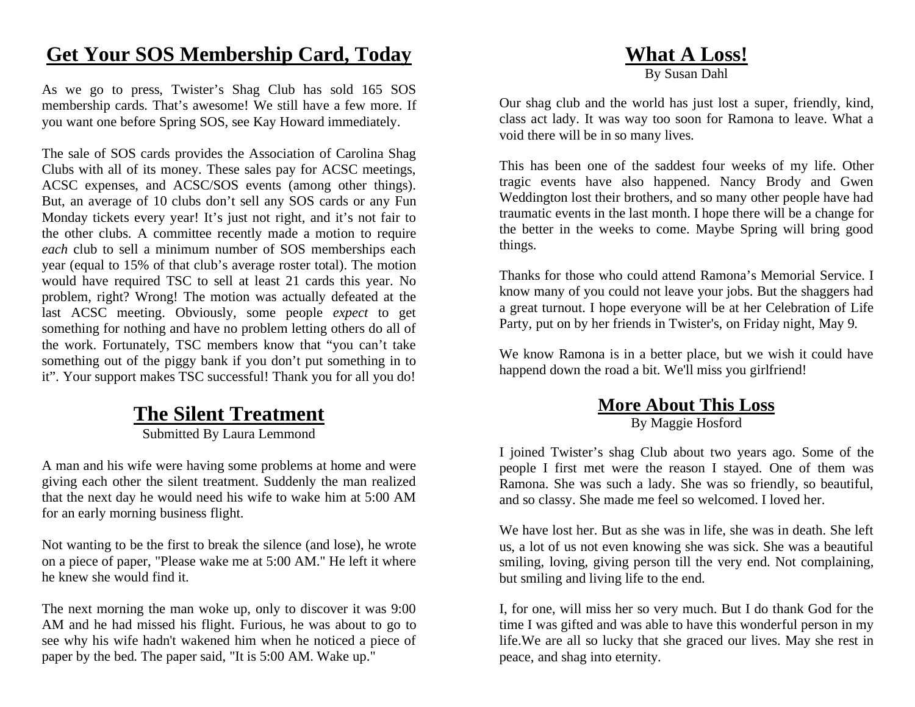## Get Your SOS Membership Card, Today

As we go to press, Twister's Shag Club has sold 165 SOS membership cards. That's awesome! We still have a few more. If you want one before Spring SOS, see Kay Howard immediately.

The sale of SOS cards provides the Association of Carolina Shag Clubs with all of its money. These sales pay for ACSC meetings, ACSC expenses, and ACSC/SOS events (among other things). But, an average of 10 clubs don't sell any SOS cards or any Fun Monday tickets every year! It's just not right, and it's not fair to the other clubs. A committee recently made a motion to require *each* club to sell a minimum number of SOS memberships each year (equal to 15% of that club's average roster total). The motion would have required TSC to sell at least 21 cards this year. No problem, right? Wrong! The motion was actually defeated at the last ACSC meeting. Obviously, some people *expect* to get something for nothing and have no problem letting others do all of the work. Fortunately, TSC members know that "you can't take something out of the piggy bank if you don't put something in to it". Your support makes TSC successful! Thank you for all you do!

## The Silent Treatment

Submitted By Laura Lemmond

A man and his wife were having some problems at home and were giving each other the silent treatment. Suddenly the man realized that the next day he would need his wife to wake him at 5:00 AM for an early morning business flight.

Not wanting to be the first to break the silence (and lose), he wrote on a piece of paper, "Please wake me at 5:00 AM." He left it where he knew she would find it.

The next morning the man woke up, only to discover it was 9:00 AM and he had missed his flight. Furious, he was about to go to see why his wife hadn't wakened him when he noticed a piece of paper by the bed. The paper said, "It is 5:00 AM. Wake up."

## What A Loss!

By Susan Dahl

Our shag club and the world has just lost a super, friendly, kind, class act lady. It was way too soon for Ramona to leave. What a void there will be in so many lives.

This has been one of the saddest four weeks of my life. Other tragic events have also happened. Nancy Brody and Gwen Weddington lost their brothers, and so many other people have had traumatic events in the last month. I hope there will be a change for the better in the weeks to come. Maybe Spring will bring good things.

Thanks for those who could attend Ramona's Memorial Service. I know many of you could not leave your jobs. But the shaggers had a great turnout. I hope everyone will be at her Celebration of Life Party, put on by her friends in Twister's, on Friday night, May 9.

We know Ramona is in a better place, but we wish it could have happend down the road a bit. We'll miss you girlfriend!

## More About This Loss

By Maggie Hosford

I joined Twister's shag Club about two years ago. Some of the people I first met were the reason I stayed. One of them was Ramona. She was such a lady. She was so friendly, so beautiful, and so classy. She made me feel so welcomed. I loved her.

We have lost her. But as she was in life, she was in death. She left us, a lot of us not even knowing she was sick. She was a beautiful smiling, loving, giving person till the very end. Not complaining, but smiling and living life to the end.

I, for one, will miss her so very much. But I do thank God for the time I was gifted and was able to have this wonderful person in my life.We are all so lucky that she graced our lives. May she rest in peace, and shag into eternity.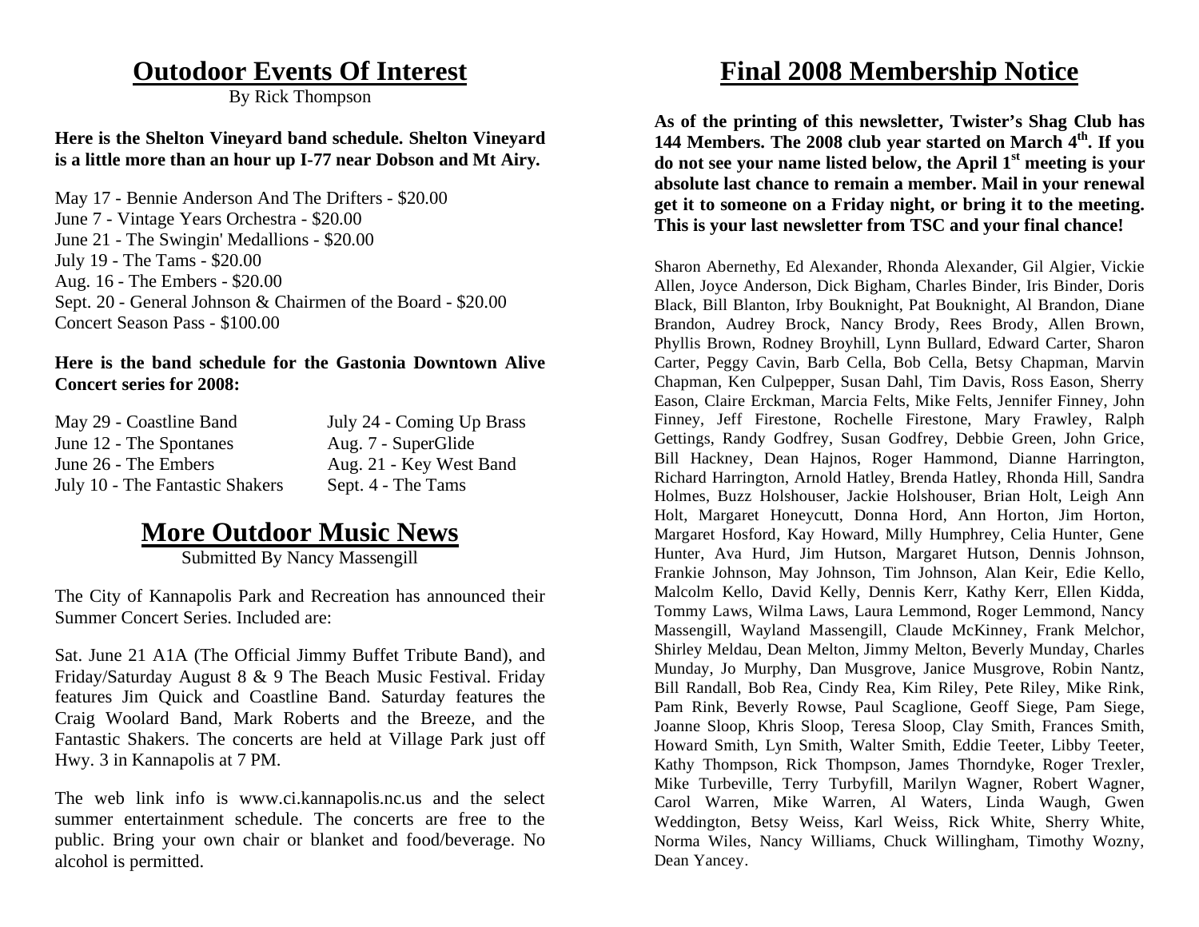# Outodoor Events Of Interest

By Rick Thompson

**Here is the Shelton Vineyard band schedule. Shelton Vineyard is a little more than an hour up I-77 near Dobson and Mt Airy.**

May 17 - Bennie Anderson And The Drifters - $20.00
June 7 - Vintage Years Orchestra - $20.00
June 21 - The Swingin' Medallions - $20.00
July 19 - The Tams - $20.00
Aug. 16 - The Embers - $20.00
Sept. 20 - General Johnson & Chairmen of the Board - $20.00
Concert Season Pass - $100.00

**Here is the band schedule for the Gastonia Downtown Alive Concert series for 2008:**

May 29 - Coastline Band
June 12 - The Spontanes
June 26 - The Embers
July 10 - The Fantastic Shakers
July 24 - Coming Up Brass
Aug. 7 - SuperGlide
Aug. 21 - Key West Band
Sept. 4 - The Tams

# More Outdoor Music News

Submitted By Nancy Massengill

The City of Kannapolis Park and Recreation has announced their Summer Concert Series. Included are:

Sat. June 21 A1A (The Official Jimmy Buffet Tribute Band), and Friday/Saturday August 8 & 9 The Beach Music Festival. Friday features Jim Quick and Coastline Band. Saturday features the Craig Woolard Band, Mark Roberts and the Breeze, and the Fantastic Shakers. The concerts are held at Village Park just off Hwy. 3 in Kannapolis at 7 PM.

The web link info is www.ci.kannapolis.nc.us and the select summer entertainment schedule. The concerts are free to the public. Bring your own chair or blanket and food/beverage. No alcohol is permitted.

# Final 2008 Membership Notice

**As of the printing of this newsletter, Twister's Shag Club has 144 Members. The 2008 club year started on March 4th. If you do not see your name listed below, the April 1st meeting is your absolute last chance to remain a member. Mail in your renewal get it to someone on a Friday night, or bring it to the meeting. This is your last newsletter from TSC and your final chance!**

Sharon Abernethy, Ed Alexander, Rhonda Alexander, Gil Algier, Vickie Allen, Joyce Anderson, Dick Bigham, Charles Binder, Iris Binder, Doris Black, Bill Blanton, Irby Bouknight, Pat Bouknight, Al Brandon, Diane Brandon, Audrey Brock, Nancy Brody, Rees Brody, Allen Brown, Phyllis Brown, Rodney Broyhill, Lynn Bullard, Edward Carter, Sharon Carter, Peggy Cavin, Barb Cella, Bob Cella, Betsy Chapman, Marvin Chapman, Ken Culpepper, Susan Dahl, Tim Davis, Ross Eason, Sherry Eason, Claire Erckman, Marcia Felts, Mike Felts, Jennifer Finney, John Finney, Jeff Firestone, Rochelle Firestone, Mary Frawley, Ralph Gettings, Randy Godfrey, Susan Godfrey, Debbie Green, John Grice, Bill Hackney, Dean Hajnos, Roger Hammond, Dianne Harrington, Richard Harrington, Arnold Hatley, Brenda Hatley, Rhonda Hill, Sandra Holmes, Buzz Holshouser, Jackie Holshouser, Brian Holt, Leigh Ann Holt, Margaret Honeycutt, Donna Hord, Ann Horton, Jim Horton, Margaret Hosford, Kay Howard, Milly Humphrey, Celia Hunter, Gene Hunter, Ava Hurd, Jim Hutson, Margaret Hutson, Dennis Johnson, Frankie Johnson, May Johnson, Tim Johnson, Alan Keir, Edie Kello, Malcolm Kello, David Kelly, Dennis Kerr, Kathy Kerr, Ellen Kidda, Tommy Laws, Wilma Laws, Laura Lemmond, Roger Lemmond, Nancy Massengill, Wayland Massengill, Claude McKinney, Frank Melchor, Shirley Meldau, Dean Melton, Jimmy Melton, Beverly Munday, Charles Munday, Jo Murphy, Dan Musgrove, Janice Musgrove, Robin Nantz, Bill Randall, Bob Rea, Cindy Rea, Kim Riley, Pete Riley, Mike Rink, Pam Rink, Beverly Rowse, Paul Scaglione, Geoff Siege, Pam Siege, Joanne Sloop, Khris Sloop, Teresa Sloop, Clay Smith, Frances Smith, Howard Smith, Lyn Smith, Walter Smith, Eddie Teeter, Libby Teeter, Kathy Thompson, Rick Thompson, James Thorndyke, Roger Trexler, Mike Turbeville, Terry Turbyfill, Marilyn Wagner, Robert Wagner, Carol Warren, Mike Warren, Al Waters, Linda Waugh, Gwen Weddington, Betsy Weiss, Karl Weiss, Rick White, Sherry White, Norma Wiles, Nancy Williams, Chuck Willingham, Timothy Wozny, Dean Yancey.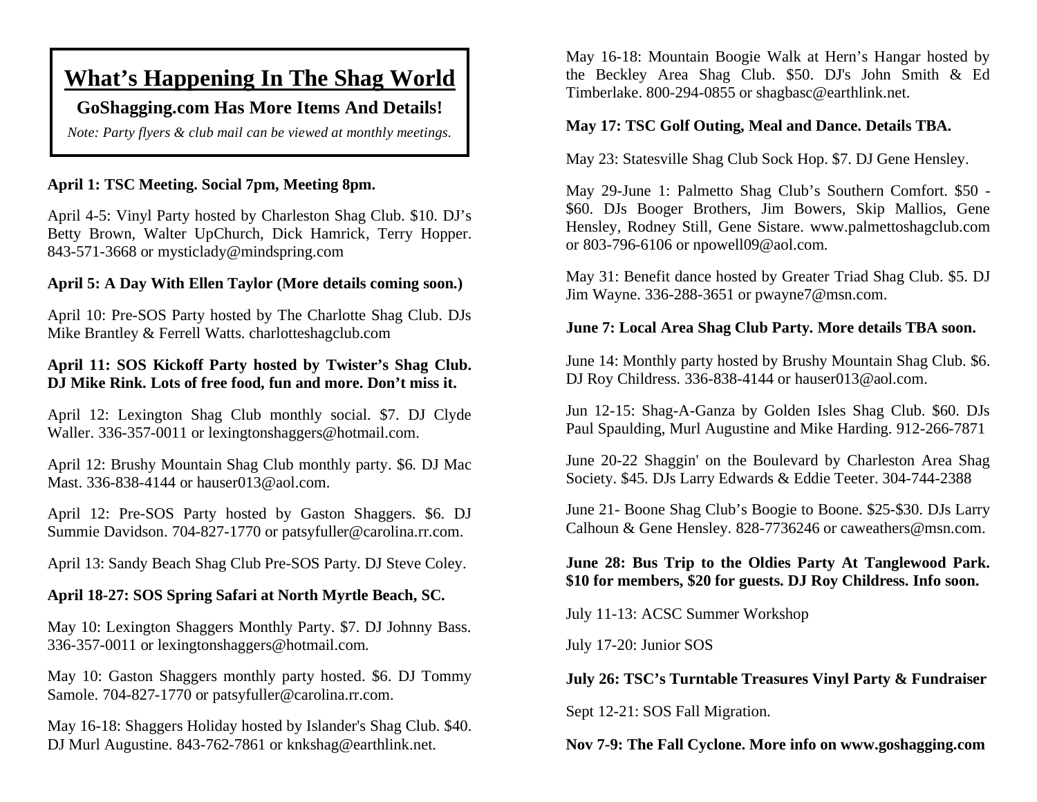# What's Happening In The Shag World

**GoShagging.com Has More Items And Details!**

*Note: Party flyers & club mail can be viewed at monthly meetings.*

**April 1: TSC Meeting. Social 7pm, Meeting 8pm.**

April 4-5: Vinyl Party hosted by Charleston Shag Club. $10. DJ's Betty Brown, Walter UpChurch, Dick Hamrick, Terry Hopper. 843-571-3668 or mysticlady@mindspring.com

**April 5: A Day With Ellen Taylor (More details coming soon.)**

April 10: Pre-SOS Party hosted by The Charlotte Shag Club. DJs Mike Brantley & Ferrell Watts. charlotteshagclub.com

**April 11: SOS Kickoff Party hosted by Twister's Shag Club. DJ Mike Rink. Lots of free food, fun and more. Don't miss it.**

April 12: Lexington Shag Club monthly social. $7. DJ Clyde Waller. 336-357-0011 or lexingtonshaggers@hotmail.com.

April 12: Brushy Mountain Shag Club monthly party. $6. DJ Mac Mast. 336-838-4144 or hauser013@aol.com.

April 12: Pre-SOS Party hosted by Gaston Shaggers. $6. DJ Summie Davidson. 704-827-1770 or patsyfuller@carolina.rr.com.

April 13: Sandy Beach Shag Club Pre-SOS Party. DJ Steve Coley.

**April 18-27: SOS Spring Safari at North Myrtle Beach, SC.**

May 10: Lexington Shaggers Monthly Party. $7. DJ Johnny Bass. 336-357-0011 or lexingtonshaggers@hotmail.com.

May 10: Gaston Shaggers monthly party hosted. $6. DJ Tommy Samole. 704-827-1770 or patsyfuller@carolina.rr.com.

May 16-18: Shaggers Holiday hosted by Islander's Shag Club. $40. DJ Murl Augustine. 843-762-7861 or knkshag@earthlink.net.

May 16-18: Mountain Boogie Walk at Hern's Hangar hosted by the Beckley Area Shag Club. $50. DJ's John Smith & Ed Timberlake. 800-294-0855 or shagbasc@earthlink.net.

**May 17: TSC Golf Outing, Meal and Dance. Details TBA.**

May 23: Statesville Shag Club Sock Hop. $7. DJ Gene Hensley.

May 29-June 1: Palmetto Shag Club's Southern Comfort. $50 - $60. DJs Booger Brothers, Jim Bowers, Skip Mallios, Gene Hensley, Rodney Still, Gene Sistare. www.palmettoshagclub.com or 803-796-6106 or npowell09@aol.com.

May 31: Benefit dance hosted by Greater Triad Shag Club. $5. DJ Jim Wayne. 336-288-3651 or pwayne7@msn.com.

**June 7: Local Area Shag Club Party. More details TBA soon.**

June 14: Monthly party hosted by Brushy Mountain Shag Club. $6. DJ Roy Childress. 336-838-4144 or hauser013@aol.com.

Jun 12-15: Shag-A-Ganza by Golden Isles Shag Club. $60. DJs Paul Spaulding, Murl Augustine and Mike Harding. 912-266-7871

June 20-22 Shaggin' on the Boulevard by Charleston Area Shag Society. $45. DJs Larry Edwards & Eddie Teeter. 304-744-2388

June 21- Boone Shag Club's Boogie to Boone. $25-$30. DJs Larry Calhoun & Gene Hensley. 828-7736246 or caweathers@msn.com.

**June 28: Bus Trip to the Oldies Party At Tanglewood Park. $10 for members, $20 for guests. DJ Roy Childress. Info soon.**

July 11-13: ACSC Summer Workshop

July 17-20: Junior SOS

**July 26: TSC's Turntable Treasures Vinyl Party & Fundraiser**

Sept 12-21: SOS Fall Migration.

**Nov 7-9: The Fall Cyclone. More info on www.goshagging.com**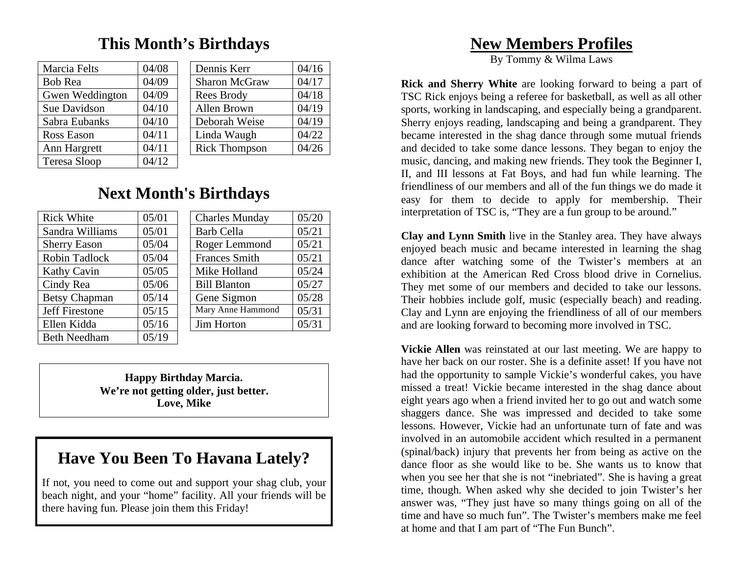## This Month's Birthdays

| | |
|---|---|
| Marcia Felts | 04/08 |
| Bob Rea | 04/09 |
| Gwen Weddington | 04/09 |
| Sue Davidson | 04/10 |
| Sabra Eubanks | 04/10 |
| Ross Eason | 04/11 |
| Ann Hargrett | 04/11 |
| Teresa Sloop | 04/12 |

| | |
|---|---|
| Dennis Kerr | 04/16 |
| Sharon McGraw | 04/17 |
| Rees Brody | 04/18 |
| Allen Brown | 04/19 |
| Deborah Weise | 04/19 |
| Linda Waugh | 04/22 |
| Rick Thompson | 04/26 |

## Next Month's Birthdays

| | |
|---|---|
| Rick White | 05/01 |
| Sandra Williams | 05/01 |
| Sherry Eason | 05/04 |
| Robin Tadlock | 05/04 |
| Kathy Cavin | 05/05 |
| Cindy Rea | 05/06 |
| Betsy Chapman | 05/14 |
| Jeff Firestone | 05/15 |
| Ellen Kidda | 05/16 |
| Beth Needham | 05/19 |

| | |
|---|---|
| Charles Munday | 05/20 |
| Barb Cella | 05/21 |
| Roger Lemmond | 05/21 |
| Frances Smith | 05/21 |
| Mike Holland | 05/24 |
| Bill Blanton | 05/27 |
| Gene Sigmon | 05/28 |
| Mary Anne Hammond | 05/31 |
| Jim Horton | 05/31 |

**Happy Birthday Marcia.**
**We're not getting older, just better.**
**Love, Mike**

## Have You Been To Havana Lately?

If not, you need to come out and support your shag club, your beach night, and your "home" facility. All your friends will be there having fun. Please join them this Friday!

# New Members Profiles

By Tommy & Wilma Laws

**Rick and Sherry White** are looking forward to being a part of TSC Rick enjoys being a referee for basketball, as well as all other sports, working in landscaping, and especially being a grandparent. Sherry enjoys reading, landscaping and being a grandparent. They became interested in the shag dance through some mutual friends and decided to take some dance lessons. They began to enjoy the music, dancing, and making new friends. They took the Beginner I, II, and III lessons at Fat Boys, and had fun while learning. The friendliness of our members and all of the fun things we do made it easy for them to decide to apply for membership. Their interpretation of TSC is, "They are a fun group to be around."

**Clay and Lynn Smith** live in the Stanley area. They have always enjoyed beach music and became interested in learning the shag dance after watching some of the Twister's members at an exhibition at the American Red Cross blood drive in Cornelius. They met some of our members and decided to take our lessons. Their hobbies include golf, music (especially beach) and reading. Clay and Lynn are enjoying the friendliness of all of our members and are looking forward to becoming more involved in TSC.

**Vickie Allen** was reinstated at our last meeting. We are happy to have her back on our roster. She is a definite asset! If you have not had the opportunity to sample Vickie's wonderful cakes, you have missed a treat! Vickie became interested in the shag dance about eight years ago when a friend invited her to go out and watch some shaggers dance. She was impressed and decided to take some lessons. However, Vickie had an unfortunate turn of fate and was involved in an automobile accident which resulted in a permanent (spinal/back) injury that prevents her from being as active on the dance floor as she would like to be. She wants us to know that when you see her that she is not "inebriated". She is having a great time, though. When asked why she decided to join Twister's her answer was, "They just have so many things going on all of the time and have so much fun". The Twister's members make me feel at home and that I am part of "The Fun Bunch".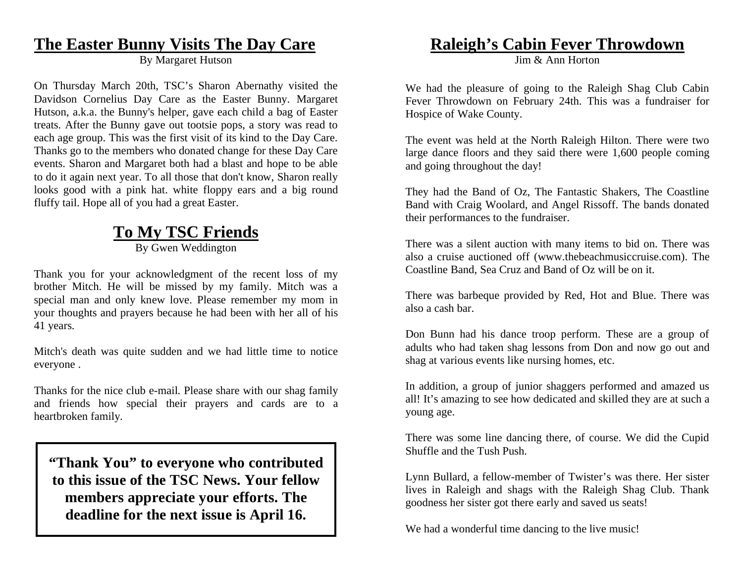## The Easter Bunny Visits The Day Care

By Margaret Hutson

On Thursday March 20th, TSC's Sharon Abernathy visited the Davidson Cornelius Day Care as the Easter Bunny. Margaret Hutson, a.k.a. the Bunny's helper, gave each child a bag of Easter treats. After the Bunny gave out tootsie pops, a story was read to each age group. This was the first visit of its kind to the Day Care. Thanks go to the members who donated change for these Day Care events. Sharon and Margaret both had a blast and hope to be able to do it again next year. To all those that don't know, Sharon really looks good with a pink hat. white floppy ears and a big round fluffy tail. Hope all of you had a great Easter.

## To My TSC Friends

By Gwen Weddington

Thank you for your acknowledgment of the recent loss of my brother Mitch. He will be missed by my family. Mitch was a special man and only knew love. Please remember my mom in your thoughts and prayers because he had been with her all of his 41 years.

Mitch's death was quite sudden and we had little time to notice everyone .

Thanks for the nice club e-mail. Please share with our shag family and friends how special their prayers and cards are to a heartbroken family.

**"Thank You" to everyone who contributed to this issue of the TSC News. Your fellow members appreciate your efforts. The deadline for the next issue is April 16.**

## Raleigh's Cabin Fever Throwdown

Jim & Ann Horton

We had the pleasure of going to the Raleigh Shag Club Cabin Fever Throwdown on February 24th. This was a fundraiser for Hospice of Wake County.

The event was held at the North Raleigh Hilton. There were two large dance floors and they said there were 1,600 people coming and going throughout the day!

They had the Band of Oz, The Fantastic Shakers, The Coastline Band with Craig Woolard, and Angel Rissoff. The bands donated their performances to the fundraiser.

There was a silent auction with many items to bid on. There was also a cruise auctioned off (www.thebeachmusiccruise.com). The Coastline Band, Sea Cruz and Band of Oz will be on it.

There was barbeque provided by Red, Hot and Blue. There was also a cash bar.

Don Bunn had his dance troop perform. These are a group of adults who had taken shag lessons from Don and now go out and shag at various events like nursing homes, etc.

In addition, a group of junior shaggers performed and amazed us all! It's amazing to see how dedicated and skilled they are at such a young age.

There was some line dancing there, of course. We did the Cupid Shuffle and the Tush Push.

Lynn Bullard, a fellow-member of Twister's was there. Her sister lives in Raleigh and shags with the Raleigh Shag Club. Thank goodness her sister got there early and saved us seats!

We had a wonderful time dancing to the live music!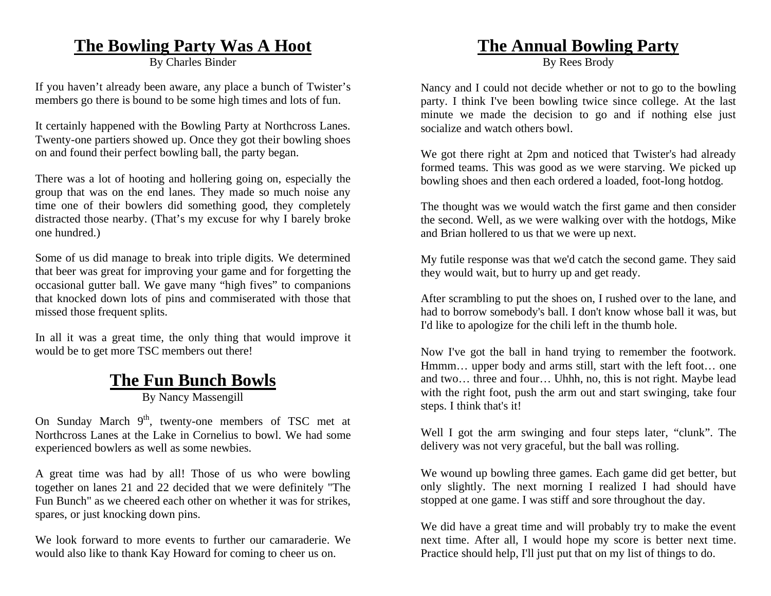## The Bowling Party Was A Hoot

By Charles Binder

If you haven't already been aware, any place a bunch of Twister's members go there is bound to be some high times and lots of fun.

It certainly happened with the Bowling Party at Northcross Lanes. Twenty-one partiers showed up. Once they got their bowling shoes on and found their perfect bowling ball, the party began.

There was a lot of hooting and hollering going on, especially the group that was on the end lanes. They made so much noise any time one of their bowlers did something good, they completely distracted those nearby. (That's my excuse for why I barely broke one hundred.)

Some of us did manage to break into triple digits. We determined that beer was great for improving your game and for forgetting the occasional gutter ball. We gave many "high fives" to companions that knocked down lots of pins and commiserated with those that missed those frequent splits.

In all it was a great time, the only thing that would improve it would be to get more TSC members out there!

## The Fun Bunch Bowls

By Nancy Massengill

On Sunday March 9th, twenty-one members of TSC met at Northcross Lanes at the Lake in Cornelius to bowl. We had some experienced bowlers as well as some newbies.

A great time was had by all! Those of us who were bowling together on lanes 21 and 22 decided that we were definitely "The Fun Bunch" as we cheered each other on whether it was for strikes, spares, or just knocking down pins.

We look forward to more events to further our camaraderie. We would also like to thank Kay Howard for coming to cheer us on.

## The Annual Bowling Party

By Rees Brody

Nancy and I could not decide whether or not to go to the bowling party. I think I've been bowling twice since college. At the last minute we made the decision to go and if nothing else just socialize and watch others bowl.

We got there right at 2pm and noticed that Twister's had already formed teams. This was good as we were starving. We picked up bowling shoes and then each ordered a loaded, foot-long hotdog.

The thought was we would watch the first game and then consider the second. Well, as we were walking over with the hotdogs, Mike and Brian hollered to us that we were up next.

My futile response was that we'd catch the second game. They said they would wait, but to hurry up and get ready.

After scrambling to put the shoes on, I rushed over to the lane, and had to borrow somebody's ball. I don't know whose ball it was, but I'd like to apologize for the chili left in the thumb hole.

Now I've got the ball in hand trying to remember the footwork. Hmmm… upper body and arms still, start with the left foot… one and two… three and four… Uhhh, no, this is not right. Maybe lead with the right foot, push the arm out and start swinging, take four steps. I think that's it!

Well I got the arm swinging and four steps later, "clunk". The delivery was not very graceful, but the ball was rolling.

We wound up bowling three games. Each game did get better, but only slightly. The next morning I realized I had should have stopped at one game. I was stiff and sore throughout the day.

We did have a great time and will probably try to make the event next time. After all, I would hope my score is better next time. Practice should help, I'll just put that on my list of things to do.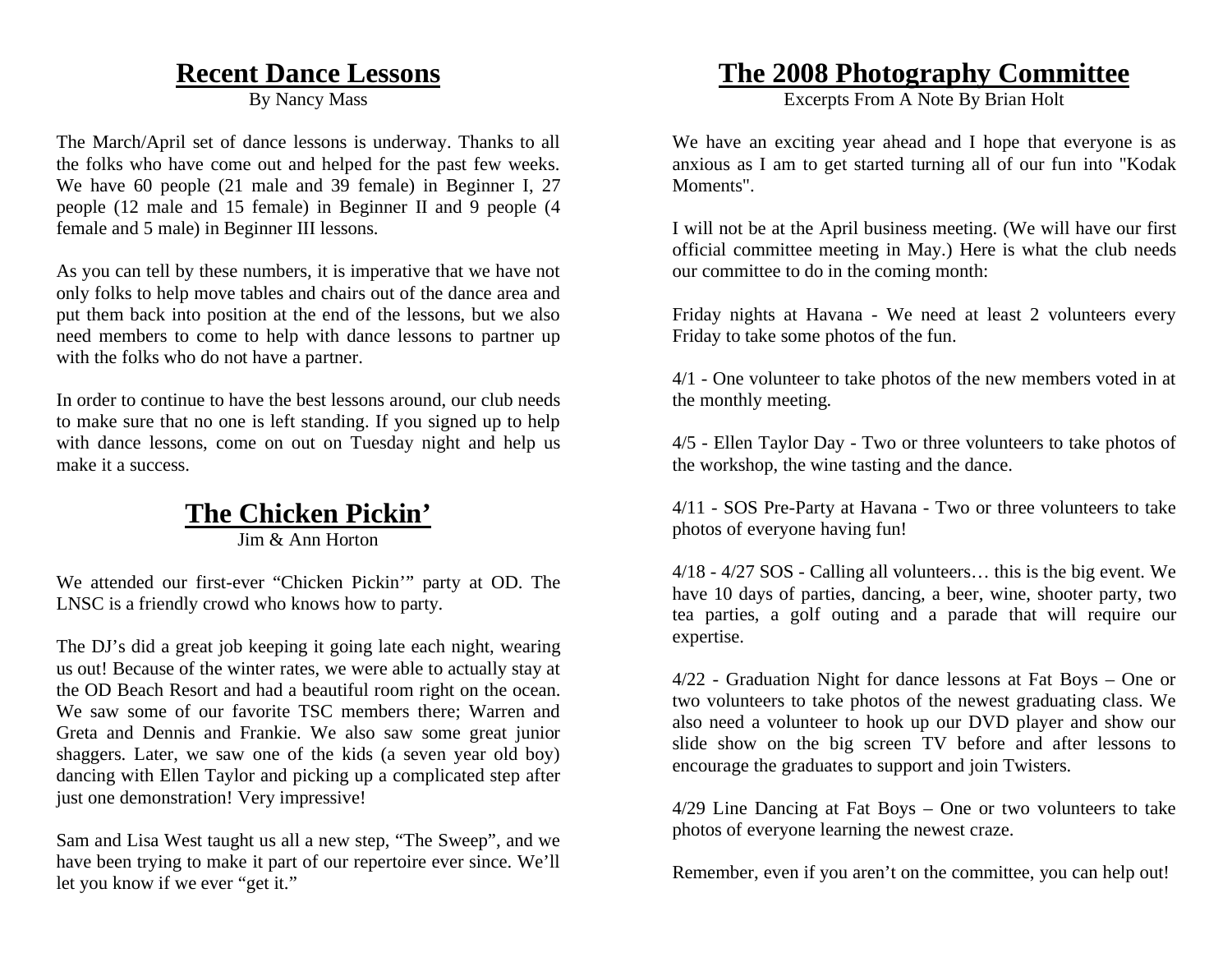## Recent Dance Lessons

By Nancy Mass

The March/April set of dance lessons is underway. Thanks to all the folks who have come out and helped for the past few weeks. We have 60 people (21 male and 39 female) in Beginner I, 27 people (12 male and 15 female) in Beginner II and 9 people (4 female and 5 male) in Beginner III lessons.

As you can tell by these numbers, it is imperative that we have not only folks to help move tables and chairs out of the dance area and put them back into position at the end of the lessons, but we also need members to come to help with dance lessons to partner up with the folks who do not have a partner.

In order to continue to have the best lessons around, our club needs to make sure that no one is left standing. If you signed up to help with dance lessons, come on out on Tuesday night and help us make it a success.

## The Chicken Pickin'

Jim & Ann Horton

We attended our first-ever "Chicken Pickin'" party at OD. The LNSC is a friendly crowd who knows how to party.

The DJ's did a great job keeping it going late each night, wearing us out! Because of the winter rates, we were able to actually stay at the OD Beach Resort and had a beautiful room right on the ocean. We saw some of our favorite TSC members there; Warren and Greta and Dennis and Frankie. We also saw some great junior shaggers. Later, we saw one of the kids (a seven year old boy) dancing with Ellen Taylor and picking up a complicated step after just one demonstration! Very impressive!

Sam and Lisa West taught us all a new step, "The Sweep", and we have been trying to make it part of our repertoire ever since. We'll let you know if we ever "get it."

## The 2008 Photography Committee

Excerpts From A Note By Brian Holt

We have an exciting year ahead and I hope that everyone is as anxious as I am to get started turning all of our fun into "Kodak Moments".

I will not be at the April business meeting. (We will have our first official committee meeting in May.) Here is what the club needs our committee to do in the coming month:

Friday nights at Havana - We need at least 2 volunteers every Friday to take some photos of the fun.

4/1 - One volunteer to take photos of the new members voted in at the monthly meeting.

4/5 - Ellen Taylor Day - Two or three volunteers to take photos of the workshop, the wine tasting and the dance.

4/11 - SOS Pre-Party at Havana - Two or three volunteers to take photos of everyone having fun!

4/18 - 4/27 SOS - Calling all volunteers… this is the big event. We have 10 days of parties, dancing, a beer, wine, shooter party, two tea parties, a golf outing and a parade that will require our expertise.

4/22 - Graduation Night for dance lessons at Fat Boys – One or two volunteers to take photos of the newest graduating class. We also need a volunteer to hook up our DVD player and show our slide show on the big screen TV before and after lessons to encourage the graduates to support and join Twisters.

4/29 Line Dancing at Fat Boys – One or two volunteers to take photos of everyone learning the newest craze.

Remember, even if you aren't on the committee, you can help out!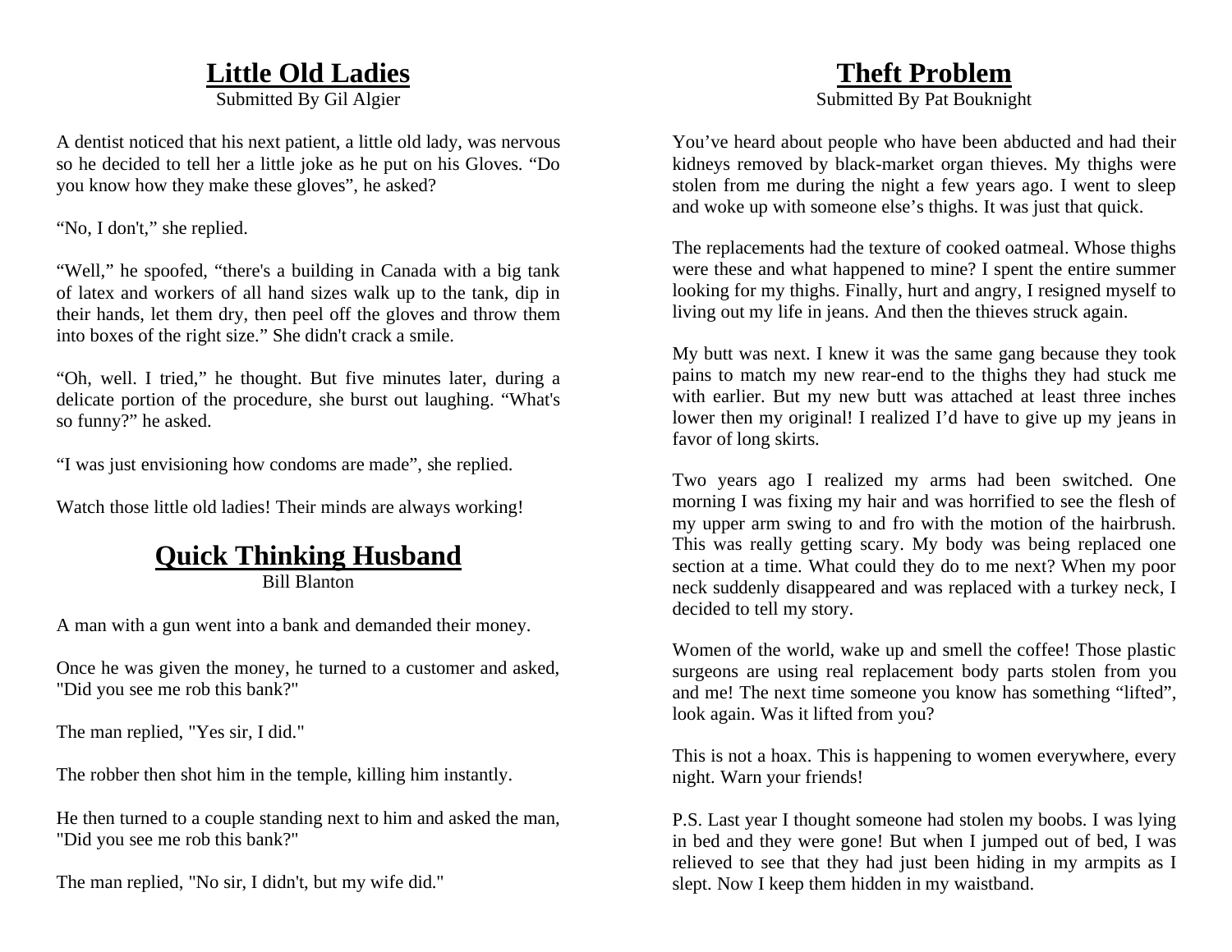## Little Old Ladies

Submitted By Gil Algier

A dentist noticed that his next patient, a little old lady, was nervous so he decided to tell her a little joke as he put on his Gloves. “Do you know how they make these gloves”, he asked?

“No, I don't,” she replied.

“Well,” he spoofed, “there's a building in Canada with a big tank of latex and workers of all hand sizes walk up to the tank, dip in their hands, let them dry, then peel off the gloves and throw them into boxes of the right size.” She didn't crack a smile.

“Oh, well. I tried,” he thought. But five minutes later, during a delicate portion of the procedure, she burst out laughing. “What's so funny?” he asked.

“I was just envisioning how condoms are made”, she replied.

Watch those little old ladies! Their minds are always working!

## Quick Thinking Husband

Bill Blanton

A man with a gun went into a bank and demanded their money.

Once he was given the money, he turned to a customer and asked, "Did you see me rob this bank?"

The man replied, "Yes sir, I did."

The robber then shot him in the temple, killing him instantly.

He then turned to a couple standing next to him and asked the man, "Did you see me rob this bank?"

The man replied, "No sir, I didn't, but my wife did."

## Theft Problem

Submitted By Pat Bouknight

You’ve heard about people who have been abducted and had their kidneys removed by black-market organ thieves. My thighs were stolen from me during the night a few years ago. I went to sleep and woke up with someone else’s thighs. It was just that quick.

The replacements had the texture of cooked oatmeal. Whose thighs were these and what happened to mine? I spent the entire summer looking for my thighs. Finally, hurt and angry, I resigned myself to living out my life in jeans. And then the thieves struck again.

My butt was next. I knew it was the same gang because they took pains to match my new rear-end to the thighs they had stuck me with earlier. But my new butt was attached at least three inches lower then my original! I realized I’d have to give up my jeans in favor of long skirts.

Two years ago I realized my arms had been switched. One morning I was fixing my hair and was horrified to see the flesh of my upper arm swing to and fro with the motion of the hairbrush. This was really getting scary. My body was being replaced one section at a time. What could they do to me next? When my poor neck suddenly disappeared and was replaced with a turkey neck, I decided to tell my story.

Women of the world, wake up and smell the coffee! Those plastic surgeons are using real replacement body parts stolen from you and me! The next time someone you know has something “lifted”, look again. Was it lifted from you?

This is not a hoax. This is happening to women everywhere, every night. Warn your friends!

P.S. Last year I thought someone had stolen my boobs. I was lying in bed and they were gone! But when I jumped out of bed, I was relieved to see that they had just been hiding in my armpits as I slept. Now I keep them hidden in my waistband.